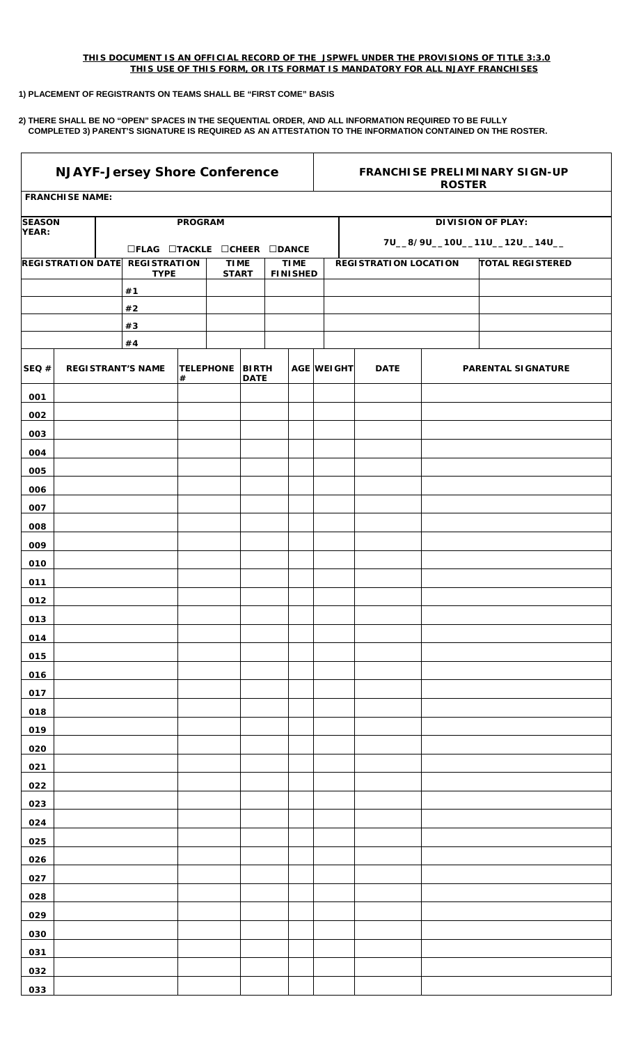**THIS DOCUMENT IS AN OFFICIAL RECORD OF THE JSPWFL UNDER THE PROVISIONS OF TITLE 3:3.0**
**THIS USE OF THIS FORM, OR ITS FORMAT IS MANDATORY FOR ALL NJAYF FRANCHISES**

**1) PLACEMENT OF REGISTRANTS ON TEAMS SHALL BE "FIRST COME" BASIS**

**2) THERE SHALL BE NO "OPEN" SPACES IN THE SEQUENTIAL ORDER, AND ALL INFORMATION REQUIRED TO BE FULLY COMPLETED 3) PARENT'S SIGNATURE IS REQUIRED AS AN ATTESTATION TO THE INFORMATION CONTAINED ON THE ROSTER.**

| **NJAYF-Jersey Shore Conference** | | | | **FRANCHISE PRELIMINARY SIGN-UP ROSTER** | |
|---|---|---|---|---|---|
| **FRANCHISE NAME:** | | | | | |
| **SEASON YEAR:** | **PROGRAM** ☐FLAG ☐TACKLE ☐CHEER ☐DANCE | | | **DIVISION OF PLAY:** 7U__8/9U__10U__11U__12U__14U__ | |
| **REGISTRATION DATE** | **REGISTRATION TYPE** | **TIME START** | **TIME FINISHED** | **REGISTRATION LOCATION** | **TOTAL REGISTERED** |
| | #1 | | | | |
| | #2 | | | | |
| | #3 | | | | |
| | #4 | | | | |

| SEQ # | REGISTRANT'S NAME | TELEPHONE # | BIRTH DATE | AGE | WEIGHT | DATE | PARENTAL SIGNATURE |
|---|---|---|---|---|---|---|---|
| 001 | | | | | | | |
| 002 | | | | | | | |
| 003 | | | | | | | |
| 004 | | | | | | | |
| 005 | | | | | | | |
| 006 | | | | | | | |
| 007 | | | | | | | |
| 008 | | | | | | | |
| 009 | | | | | | | |
| 010 | | | | | | | |
| 011 | | | | | | | |
| 012 | | | | | | | |
| 013 | | | | | | | |
| 014 | | | | | | | |
| 015 | | | | | | | |
| 016 | | | | | | | |
| 017 | | | | | | | |
| 018 | | | | | | | |
| 019 | | | | | | | |
| 020 | | | | | | | |
| 021 | | | | | | | |
| 022 | | | | | | | |
| 023 | | | | | | | |
| 024 | | | | | | | |
| 025 | | | | | | | |
| 026 | | | | | | | |
| 027 | | | | | | | |
| 028 | | | | | | | |
| 029 | | | | | | | |
| 030 | | | | | | | |
| 031 | | | | | | | |
| 032 | | | | | | | |
| 033 | | | | | | | |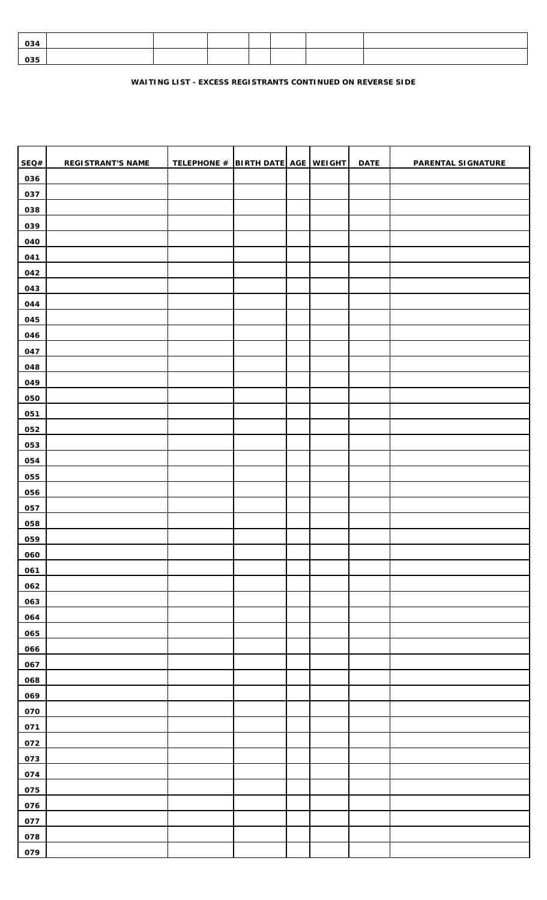| | | | | | | | |
|---|---|---|---|---|---|---|---|
| 034 | | | | | | | |
| 035 | | | | | | | |

**WAITING LIST - EXCESS REGISTRANTS CONTINUED ON REVERSE SIDE**

| SEQ# | REGISTRANT'S NAME | TELEPHONE # | BIRTH DATE | AGE | WEIGHT | DATE | PARENTAL SIGNATURE |
|---|---|---|---|---|---|---|---|
| 036 | | | | | | | |
| 037 | | | | | | | |
| 038 | | | | | | | |
| 039 | | | | | | | |
| 040 | | | | | | | |
| 041 | | | | | | | |
| 042 | | | | | | | |
| 043 | | | | | | | |
| 044 | | | | | | | |
| 045 | | | | | | | |
| 046 | | | | | | | |
| 047 | | | | | | | |
| 048 | | | | | | | |
| 049 | | | | | | | |
| 050 | | | | | | | |
| 051 | | | | | | | |
| 052 | | | | | | | |
| 053 | | | | | | | |
| 054 | | | | | | | |
| 055 | | | | | | | |
| 056 | | | | | | | |
| 057 | | | | | | | |
| 058 | | | | | | | |
| 059 | | | | | | | |
| 060 | | | | | | | |
| 061 | | | | | | | |
| 062 | | | | | | | |
| 063 | | | | | | | |
| 064 | | | | | | | |
| 065 | | | | | | | |
| 066 | | | | | | | |
| 067 | | | | | | | |
| 068 | | | | | | | |
| 069 | | | | | | | |
| 070 | | | | | | | |
| 071 | | | | | | | |
| 072 | | | | | | | |
| 073 | | | | | | | |
| 074 | | | | | | | |
| 075 | | | | | | | |
| 076 | | | | | | | |
| 077 | | | | | | | |
| 078 | | | | | | | |
| 079 | | | | | | | |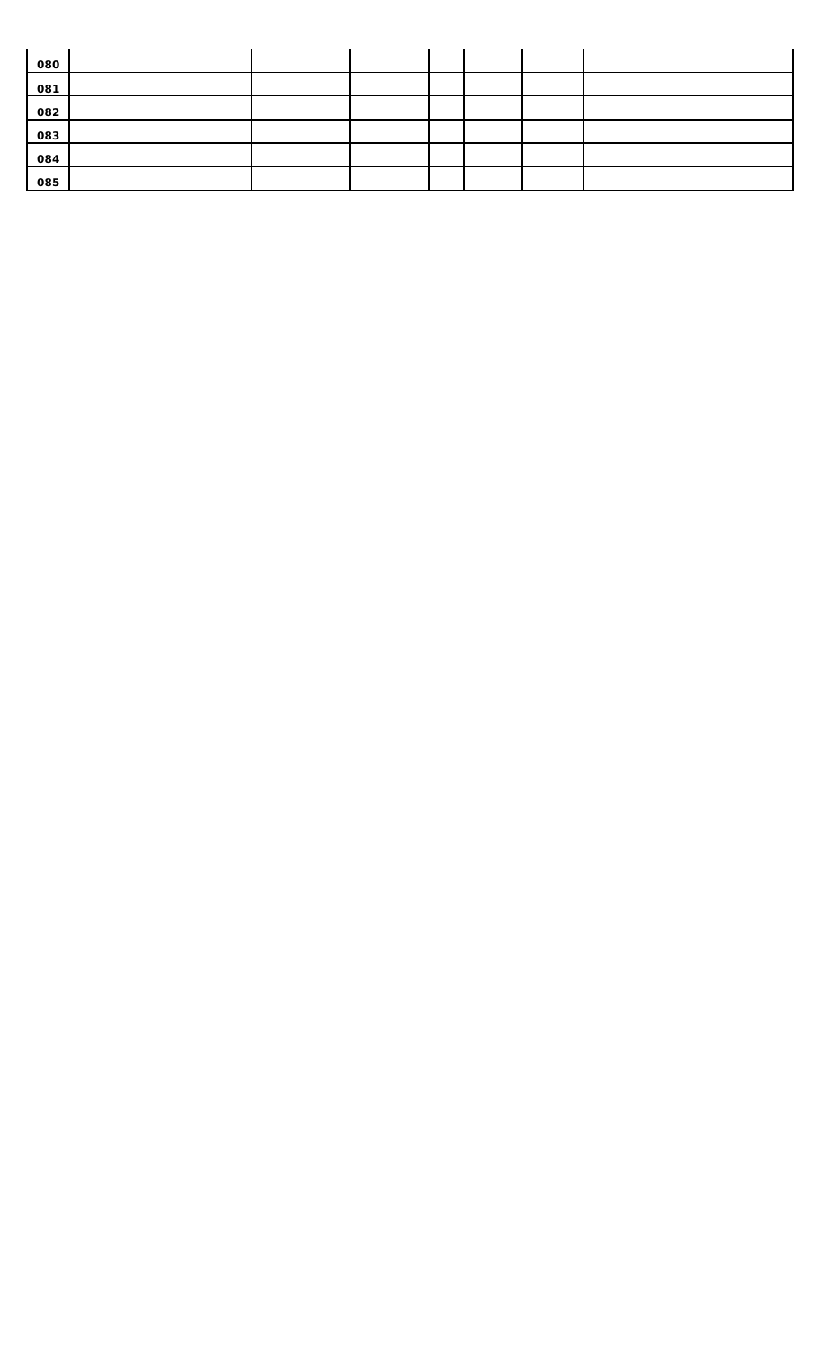| | | | | | | | |
|---|---|---|---|---|---|---|---|
| **080** | | | | | | | |
| **081** | | | | | | | |
| **082** | | | | | | | |
| **083** | | | | | | | |
| **084** | | | | | | | |
| **085** | | | | | | | |